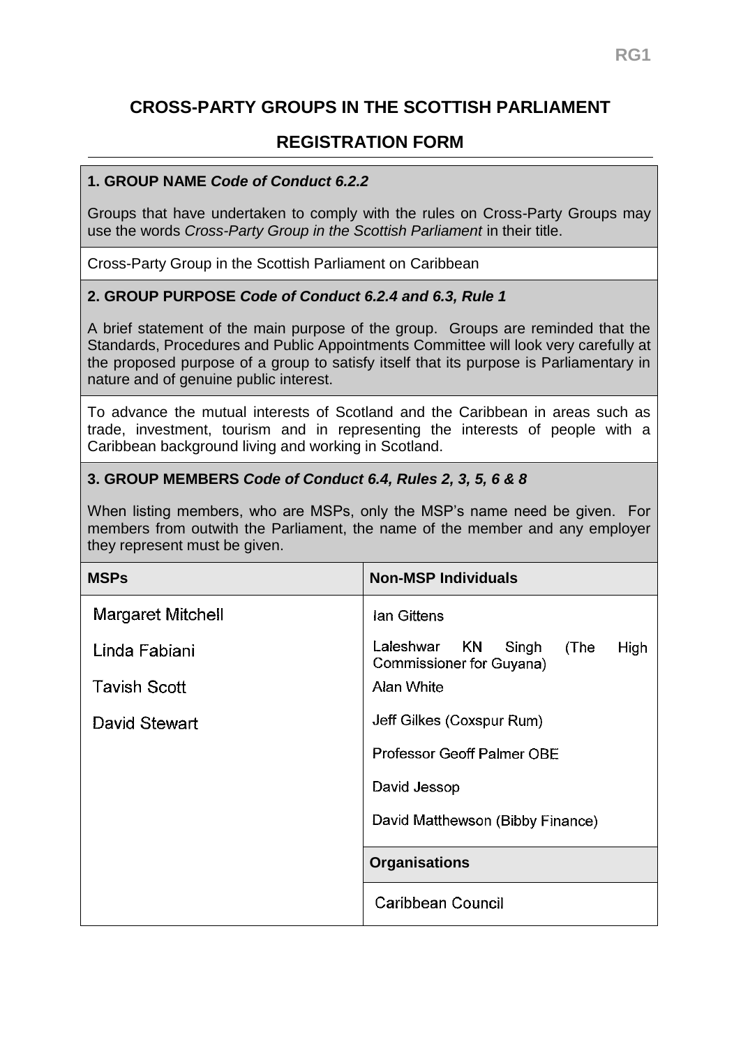# CROSS-PARTY GROUPS IN THE SCOTTISH PARLIAMENT

## REGISTRATION FORM

### 1. GROUP NAME *Code of Conduct 6.2.2*

Groups that have undertaken to comply with the rules on Cross-Party Groups may use the words *Cross-Party Group in the Scottish Parliament* in their title.

Cross-Party Group in the Scottish Parliament on Caribbean

### 2. GROUP PURPOSE *Code of Conduct 6.2.4 and 6.3, Rule 1*

A brief statement of the main purpose of the group. Groups are reminded that the Standards, Procedures and Public Appointments Committee will look very carefully at the proposed purpose of a group to satisfy itself that its purpose is Parliamentary in nature and of genuine public interest.

To advance the mutual interests of Scotland and the Caribbean in areas such as trade, investment, tourism and in representing the interests of people with a Caribbean background living and working in Scotland.

### 3. GROUP MEMBERS *Code of Conduct 6.4, Rules 2, 3, 5, 6 & 8*

When listing members, who are MSPs, only the MSP's name need be given. For members from outwith the Parliament, the name of the member and any employer they represent must be given.

| MSPs | Non-MSP Individuals |
|---|---|
| Margaret Mitchell | Ian Gittens |
| Linda Fabiani | Laleshwar KN Singh (The High Commissioner for Guyana) |
| Tavish Scott | Alan White |
| David Stewart | Jeff Gilkes (Coxspur Rum) |
| | Professor Geoff Palmer OBE |
| | David Jessop |
| | David Matthewson (Bibby Finance) |
| | **Organisations** |
| | Caribbean Council |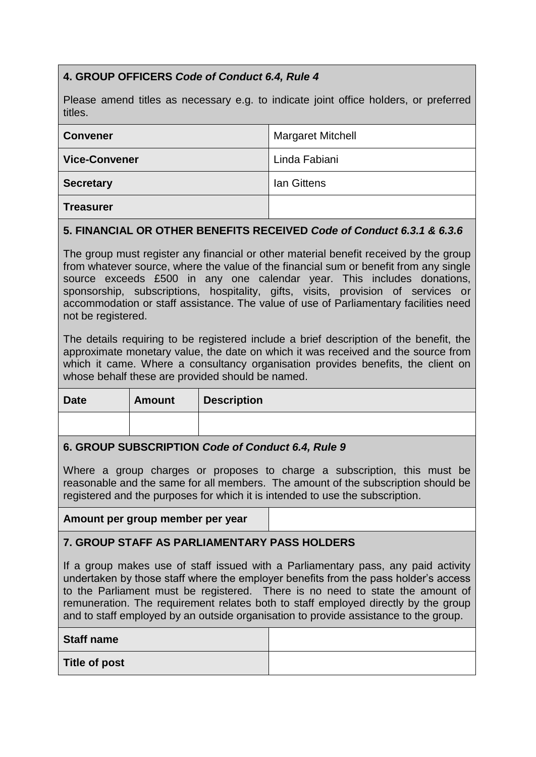## 4. GROUP OFFICERS *Code of Conduct 6.4, Rule 4*

Please amend titles as necessary e.g. to indicate joint office holders, or preferred titles.

| | |
|---|---|
| **Convener** | Margaret Mitchell |
| **Vice-Convener** | Linda Fabiani |
| **Secretary** | Ian Gittens |
| **Treasurer** | |

## 5. FINANCIAL OR OTHER BENEFITS RECEIVED *Code of Conduct 6.3.1 & 6.3.6*

The group must register any financial or other material benefit received by the group from whatever source, where the value of the financial sum or benefit from any single source exceeds £500 in any one calendar year. This includes donations, sponsorship, subscriptions, hospitality, gifts, visits, provision of services or accommodation or staff assistance. The value of use of Parliamentary facilities need not be registered.

The details requiring to be registered include a brief description of the benefit, the approximate monetary value, the date on which it was received and the source from which it came. Where a consultancy organisation provides benefits, the client on whose behalf these are provided should be named.

| Date | Amount | Description |
|---|---|---|
| | | |

## 6. GROUP SUBSCRIPTION *Code of Conduct 6.4, Rule 9*

Where a group charges or proposes to charge a subscription, this must be reasonable and the same for all members. The amount of the subscription should be registered and the purposes for which it is intended to use the subscription.

| | |
|---|---|
| **Amount per group member per year** | |

## 7. GROUP STAFF AS PARLIAMENTARY PASS HOLDERS

If a group makes use of staff issued with a Parliamentary pass, any paid activity undertaken by those staff where the employer benefits from the pass holder's access to the Parliament must be registered. There is no need to state the amount of remuneration. The requirement relates both to staff employed directly by the group and to staff employed by an outside organisation to provide assistance to the group.

| | |
|---|---|
| **Staff name** | |
| **Title of post** | |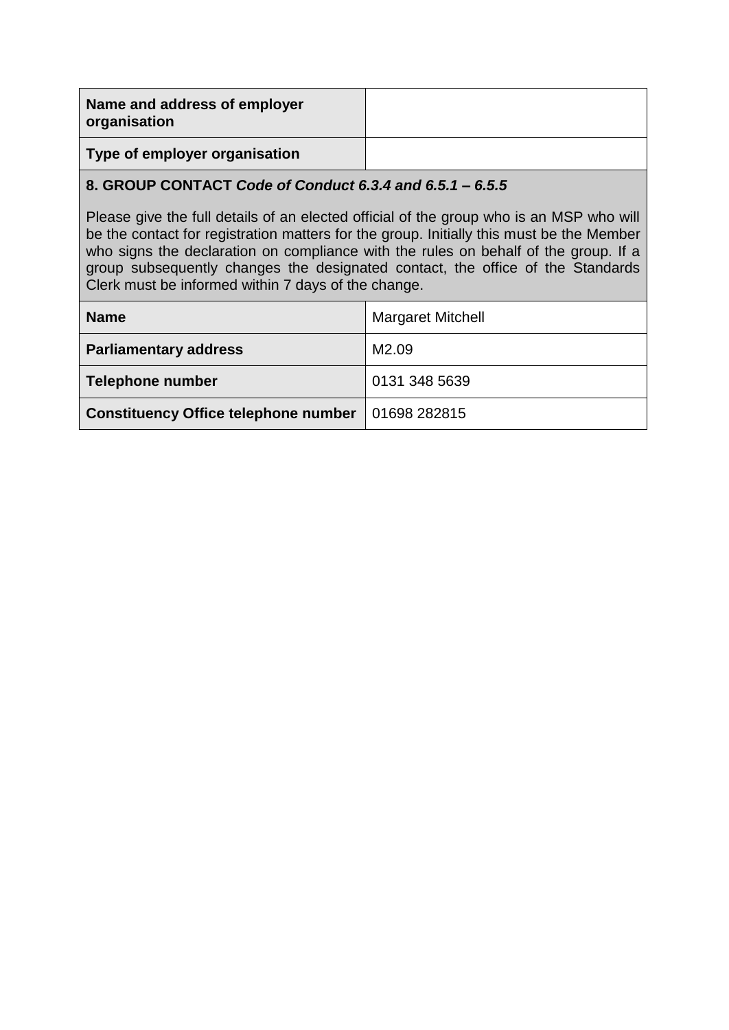| | |
|---|---|
| **Name and address of employer organisation** | |
| **Type of employer organisation** | |

**8. GROUP CONTACT *Code of Conduct 6.3.4 and 6.5.1 – 6.5.5***

Please give the full details of an elected official of the group who is an MSP who will be the contact for registration matters for the group. Initially this must be the Member who signs the declaration on compliance with the rules on behalf of the group. If a group subsequently changes the designated contact, the office of the Standards Clerk must be informed within 7 days of the change.

| | |
|---|---|
| **Name** | Margaret Mitchell |
| **Parliamentary address** | M2.09 |
| **Telephone number** | 0131 348 5639 |
| **Constituency Office telephone number** | 01698 282815 |